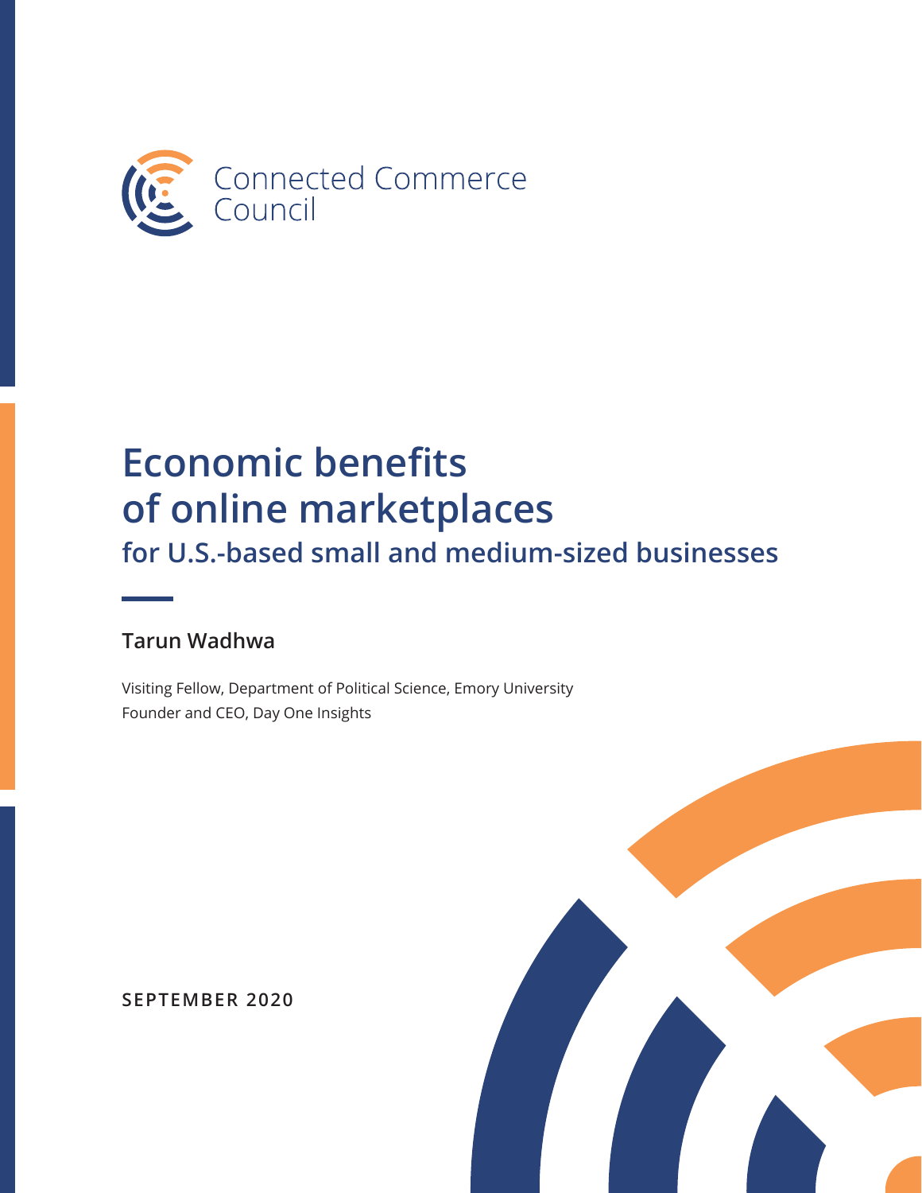Connected Commerce Council

# Economic benefits of online marketplaces

## for U.S.-based small and medium-sized businesses

**Tarun Wadhwa**

Visiting Fellow, Department of Political Science, Emory University
Founder and CEO, Day One Insights

**SEPTEMBER 2020**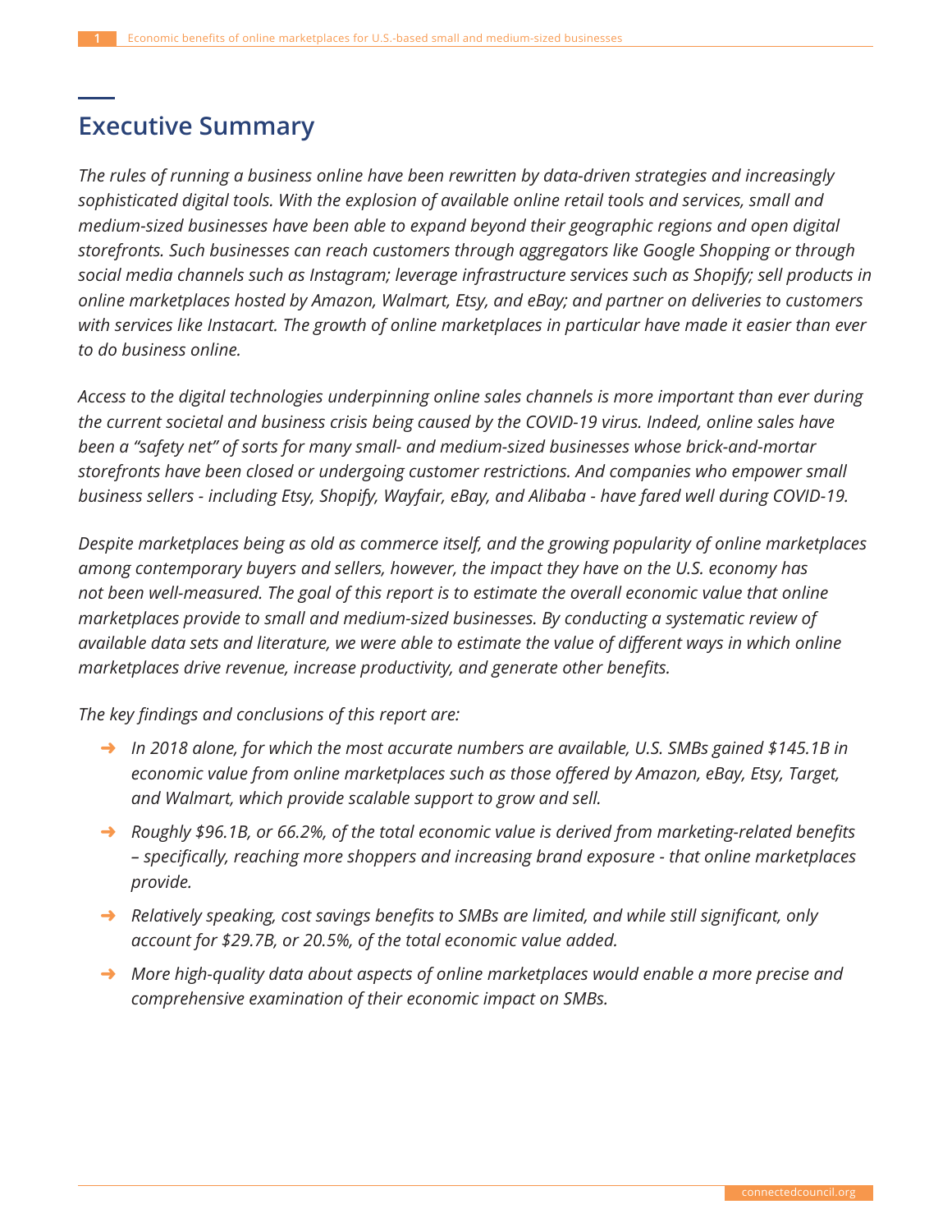## Executive Summary

*The rules of running a business online have been rewritten by data-driven strategies and increasingly sophisticated digital tools. With the explosion of available online retail tools and services, small and medium-sized businesses have been able to expand beyond their geographic regions and open digital storefronts. Such businesses can reach customers through aggregators like Google Shopping or through social media channels such as Instagram; leverage infrastructure services such as Shopify; sell products in online marketplaces hosted by Amazon, Walmart, Etsy, and eBay; and partner on deliveries to customers with services like Instacart. The growth of online marketplaces in particular have made it easier than ever to do business online.*

*Access to the digital technologies underpinning online sales channels is more important than ever during the current societal and business crisis being caused by the COVID-19 virus. Indeed, online sales have been a "safety net" of sorts for many small- and medium-sized businesses whose brick-and-mortar storefronts have been closed or undergoing customer restrictions. And companies who empower small business sellers - including Etsy, Shopify, Wayfair, eBay, and Alibaba - have fared well during COVID-19.*

*Despite marketplaces being as old as commerce itself, and the growing popularity of online marketplaces among contemporary buyers and sellers, however, the impact they have on the U.S. economy has not been well-measured. The goal of this report is to estimate the overall economic value that online marketplaces provide to small and medium-sized businesses. By conducting a systematic review of available data sets and literature, we were able to estimate the value of different ways in which online marketplaces drive revenue, increase productivity, and generate other benefits.*

*The key findings and conclusions of this report are:*

- *In 2018 alone, for which the most accurate numbers are available, U.S. SMBs gained $145.1B in economic value from online marketplaces such as those offered by Amazon, eBay, Etsy, Target, and Walmart, which provide scalable support to grow and sell.*
- *Roughly $96.1B, or 66.2%, of the total economic value is derived from marketing-related benefits – specifically, reaching more shoppers and increasing brand exposure - that online marketplaces provide.*
- *Relatively speaking, cost savings benefits to SMBs are limited, and while still significant, only account for $29.7B, or 20.5%, of the total economic value added.*
- *More high-quality data about aspects of online marketplaces would enable a more precise and comprehensive examination of their economic impact on SMBs.*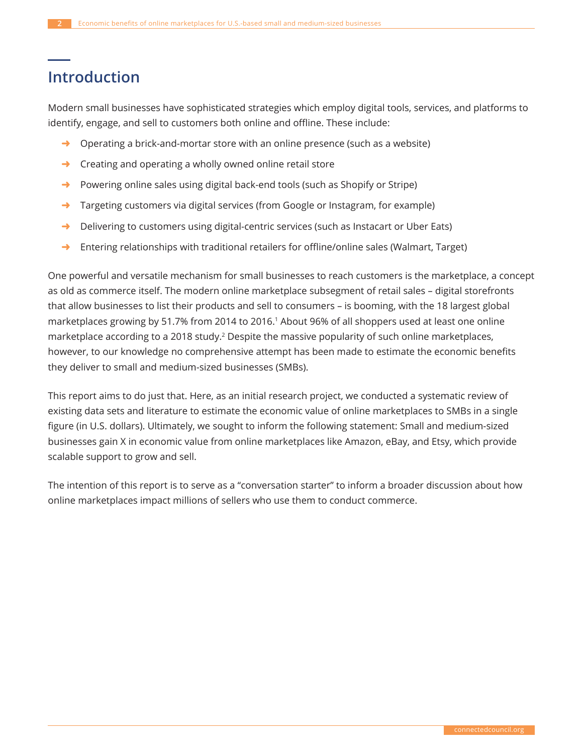# Introduction

Modern small businesses have sophisticated strategies which employ digital tools, services, and platforms to identify, engage, and sell to customers both online and offline. These include:

- Operating a brick-and-mortar store with an online presence (such as a website)
- Creating and operating a wholly owned online retail store
- Powering online sales using digital back-end tools (such as Shopify or Stripe)
- Targeting customers via digital services (from Google or Instagram, for example)
- Delivering to customers using digital-centric services (such as Instacart or Uber Eats)
- Entering relationships with traditional retailers for offline/online sales (Walmart, Target)

One powerful and versatile mechanism for small businesses to reach customers is the marketplace, a concept as old as commerce itself. The modern online marketplace subsegment of retail sales – digital storefronts that allow businesses to list their products and sell to consumers – is booming, with the 18 largest global marketplaces growing by 51.7% from 2014 to 2016.[1] About 96% of all shoppers used at least one online marketplace according to a 2018 study.[2] Despite the massive popularity of such online marketplaces, however, to our knowledge no comprehensive attempt has been made to estimate the economic benefits they deliver to small and medium-sized businesses (SMBs).

This report aims to do just that. Here, as an initial research project, we conducted a systematic review of existing data sets and literature to estimate the economic value of online marketplaces to SMBs in a single figure (in U.S. dollars). Ultimately, we sought to inform the following statement: Small and medium-sized businesses gain X in economic value from online marketplaces like Amazon, eBay, and Etsy, which provide scalable support to grow and sell.

The intention of this report is to serve as a "conversation starter" to inform a broader discussion about how online marketplaces impact millions of sellers who use them to conduct commerce.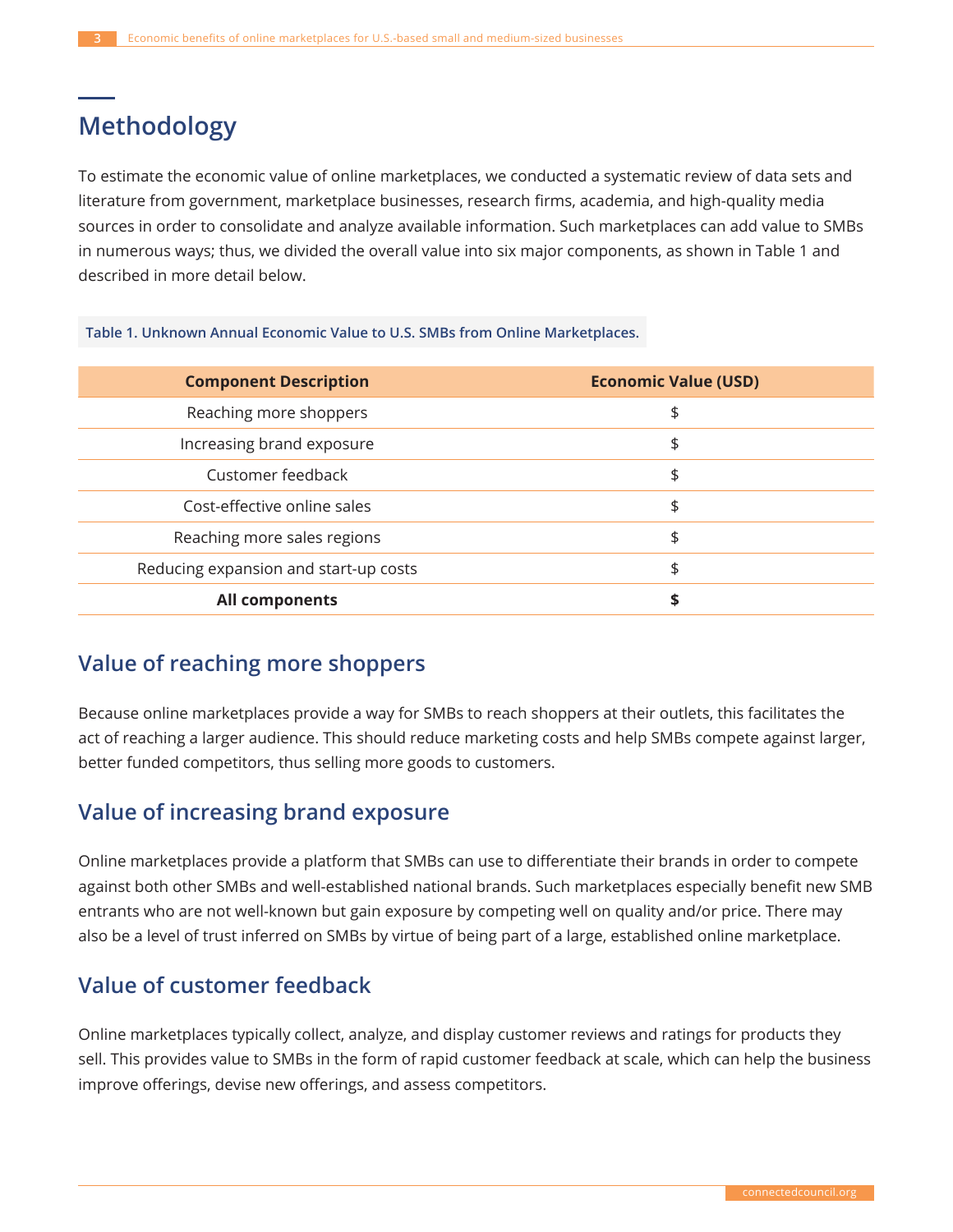## Methodology

To estimate the economic value of online marketplaces, we conducted a systematic review of data sets and literature from government, marketplace businesses, research firms, academia, and high-quality media sources in order to consolidate and analyze available information. Such marketplaces can add value to SMBs in numerous ways; thus, we divided the overall value into six major components, as shown in Table 1 and described in more detail below.

**Table 1. Unknown Annual Economic Value to U.S. SMBs from Online Marketplaces.**

| Component Description | Economic Value (USD) |
|---|---|
| Reaching more shoppers | $ |
| Increasing brand exposure | $ |
| Customer feedback | $ |
| Cost-effective online sales | $ |
| Reaching more sales regions | $ |
| Reducing expansion and start-up costs | $ |
| **All components** | **$** |

### Value of reaching more shoppers

Because online marketplaces provide a way for SMBs to reach shoppers at their outlets, this facilitates the act of reaching a larger audience. This should reduce marketing costs and help SMBs compete against larger, better funded competitors, thus selling more goods to customers.

### Value of increasing brand exposure

Online marketplaces provide a platform that SMBs can use to differentiate their brands in order to compete against both other SMBs and well-established national brands. Such marketplaces especially benefit new SMB entrants who are not well-known but gain exposure by competing well on quality and/or price. There may also be a level of trust inferred on SMBs by virtue of being part of a large, established online marketplace.

### Value of customer feedback

Online marketplaces typically collect, analyze, and display customer reviews and ratings for products they sell. This provides value to SMBs in the form of rapid customer feedback at scale, which can help the business improve offerings, devise new offerings, and assess competitors.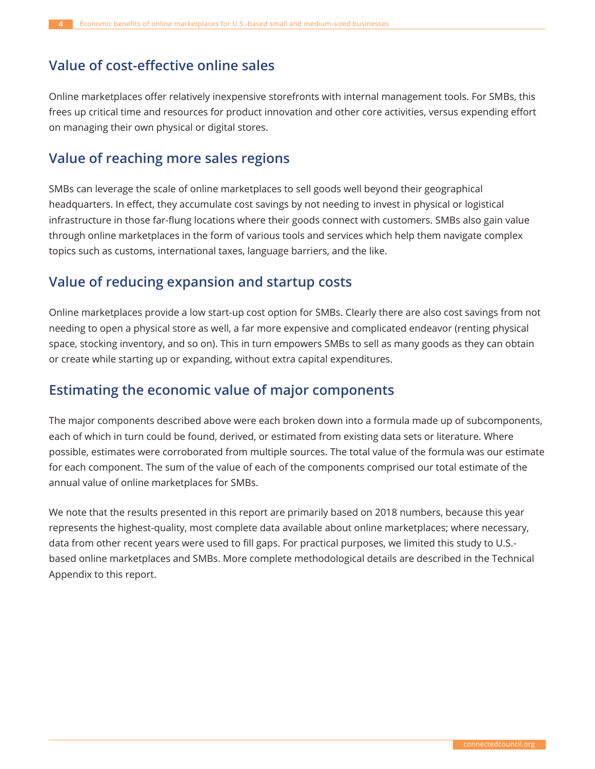## Value of cost-effective online sales

Online marketplaces offer relatively inexpensive storefronts with internal management tools. For SMBs, this frees up critical time and resources for product innovation and other core activities, versus expending effort on managing their own physical or digital stores.

## Value of reaching more sales regions

SMBs can leverage the scale of online marketplaces to sell goods well beyond their geographical headquarters. In effect, they accumulate cost savings by not needing to invest in physical or logistical infrastructure in those far-flung locations where their goods connect with customers. SMBs also gain value through online marketplaces in the form of various tools and services which help them navigate complex topics such as customs, international taxes, language barriers, and the like.

## Value of reducing expansion and startup costs

Online marketplaces provide a low start-up cost option for SMBs. Clearly there are also cost savings from not needing to open a physical store as well, a far more expensive and complicated endeavor (renting physical space, stocking inventory, and so on). This in turn empowers SMBs to sell as many goods as they can obtain or create while starting up or expanding, without extra capital expenditures.

## Estimating the economic value of major components

The major components described above were each broken down into a formula made up of subcomponents, each of which in turn could be found, derived, or estimated from existing data sets or literature. Where possible, estimates were corroborated from multiple sources. The total value of the formula was our estimate for each component. The sum of the value of each of the components comprised our total estimate of the annual value of online marketplaces for SMBs.

We note that the results presented in this report are primarily based on 2018 numbers, because this year represents the highest-quality, most complete data available about online marketplaces; where necessary, data from other recent years were used to fill gaps. For practical purposes, we limited this study to U.S.-based online marketplaces and SMBs. More complete methodological details are described in the Technical Appendix to this report.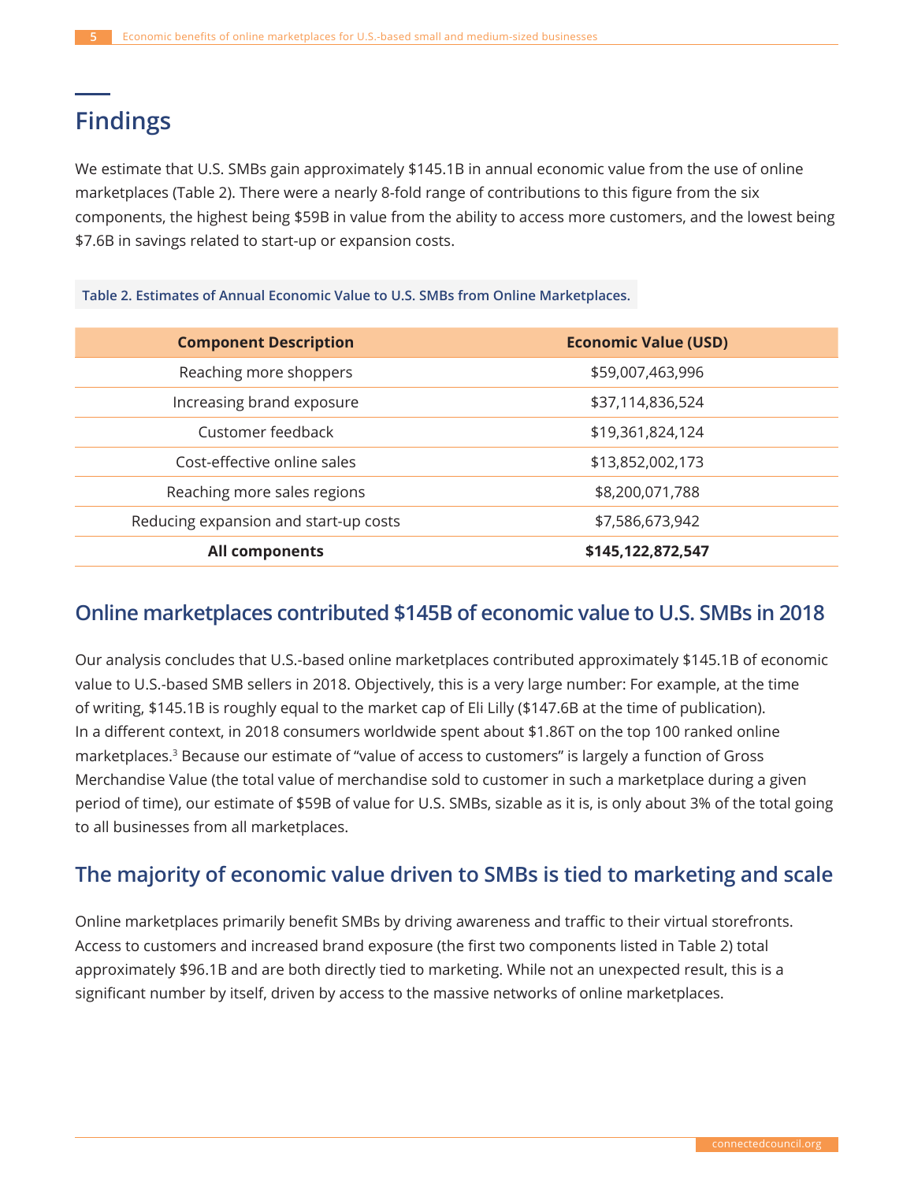## Findings

We estimate that U.S. SMBs gain approximately $145.1B in annual economic value from the use of online marketplaces (Table 2). There were a nearly 8-fold range of contributions to this figure from the six components, the highest being $59B in value from the ability to access more customers, and the lowest being $7.6B in savings related to start-up or expansion costs.

**Table 2. Estimates of Annual Economic Value to U.S. SMBs from Online Marketplaces.**

| Component Description | Economic Value (USD) |
|---|---|
| Reaching more shoppers | $59,007,463,996 |
| Increasing brand exposure | $37,114,836,524 |
| Customer feedback | $19,361,824,124 |
| Cost-effective online sales | $13,852,002,173 |
| Reaching more sales regions | $8,200,071,788 |
| Reducing expansion and start-up costs | $7,586,673,942 |
| **All components** | **$145,122,872,547** |

### Online marketplaces contributed $145B of economic value to U.S. SMBs in 2018

Our analysis concludes that U.S.-based online marketplaces contributed approximately $145.1B of economic value to U.S.-based SMB sellers in 2018. Objectively, this is a very large number: For example, at the time of writing, $145.1B is roughly equal to the market cap of Eli Lilly ($147.6B at the time of publication). In a different context, in 2018 consumers worldwide spent about $1.86T on the top 100 ranked online marketplaces.[3] Because our estimate of "value of access to customers" is largely a function of Gross Merchandise Value (the total value of merchandise sold to customer in such a marketplace during a given period of time), our estimate of $59B of value for U.S. SMBs, sizable as it is, is only about 3% of the total going to all businesses from all marketplaces.

### The majority of economic value driven to SMBs is tied to marketing and scale

Online marketplaces primarily benefit SMBs by driving awareness and traffic to their virtual storefronts. Access to customers and increased brand exposure (the first two components listed in Table 2) total approximately $96.1B and are both directly tied to marketing. While not an unexpected result, this is a significant number by itself, driven by access to the massive networks of online marketplaces.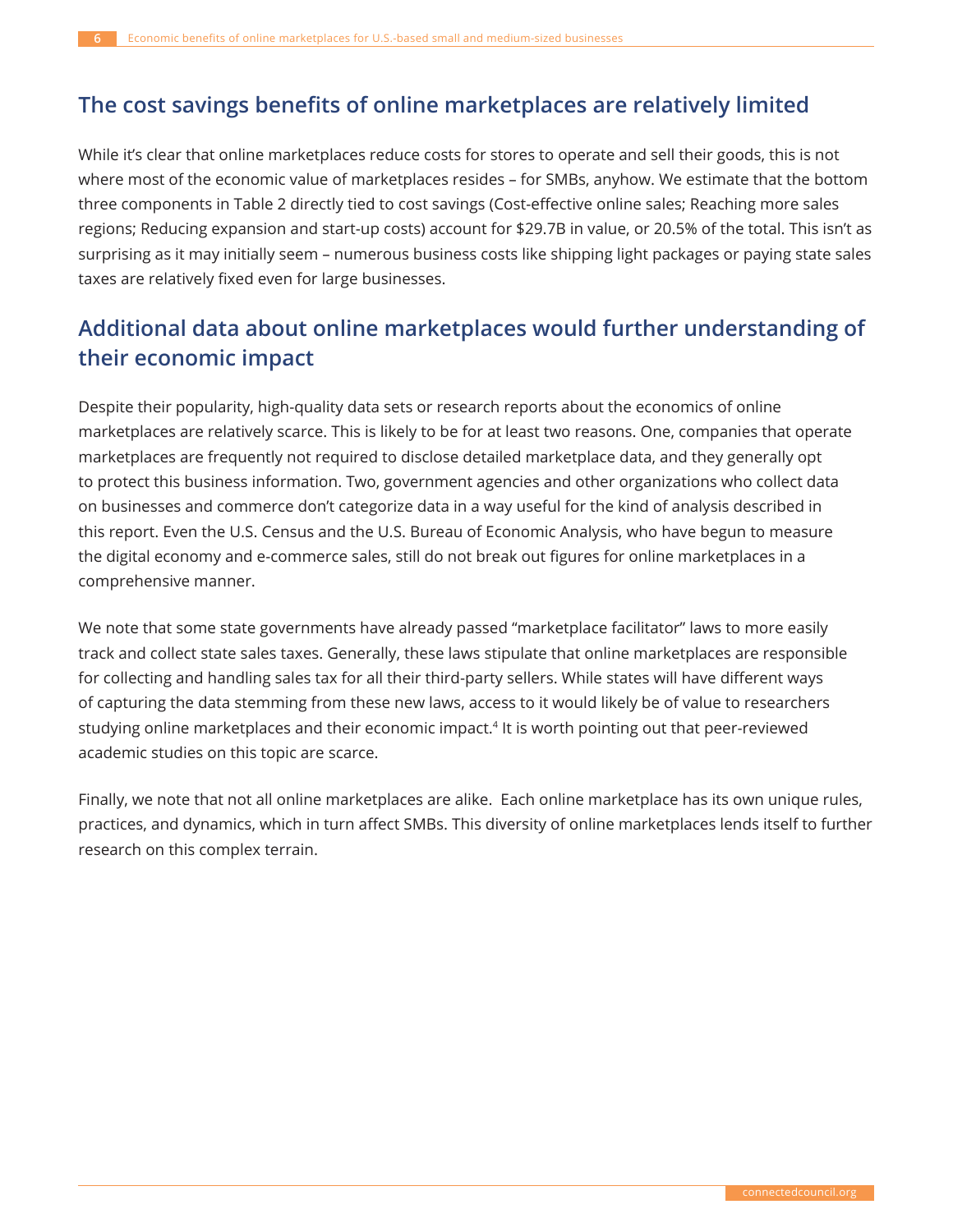## The cost savings benefits of online marketplaces are relatively limited

While it's clear that online marketplaces reduce costs for stores to operate and sell their goods, this is not where most of the economic value of marketplaces resides – for SMBs, anyhow. We estimate that the bottom three components in Table 2 directly tied to cost savings (Cost-effective online sales; Reaching more sales regions; Reducing expansion and start-up costs) account for $29.7B in value, or 20.5% of the total. This isn't as surprising as it may initially seem – numerous business costs like shipping light packages or paying state sales taxes are relatively fixed even for large businesses.

## Additional data about online marketplaces would further understanding of their economic impact

Despite their popularity, high-quality data sets or research reports about the economics of online marketplaces are relatively scarce. This is likely to be for at least two reasons. One, companies that operate marketplaces are frequently not required to disclose detailed marketplace data, and they generally opt to protect this business information. Two, government agencies and other organizations who collect data on businesses and commerce don't categorize data in a way useful for the kind of analysis described in this report. Even the U.S. Census and the U.S. Bureau of Economic Analysis, who have begun to measure the digital economy and e-commerce sales, still do not break out figures for online marketplaces in a comprehensive manner.

We note that some state governments have already passed "marketplace facilitator" laws to more easily track and collect state sales taxes. Generally, these laws stipulate that online marketplaces are responsible for collecting and handling sales tax for all their third-party sellers. While states will have different ways of capturing the data stemming from these new laws, access to it would likely be of value to researchers studying online marketplaces and their economic impact.[4] It is worth pointing out that peer-reviewed academic studies on this topic are scarce.

Finally, we note that not all online marketplaces are alike. Each online marketplace has its own unique rules, practices, and dynamics, which in turn affect SMBs. This diversity of online marketplaces lends itself to further research on this complex terrain.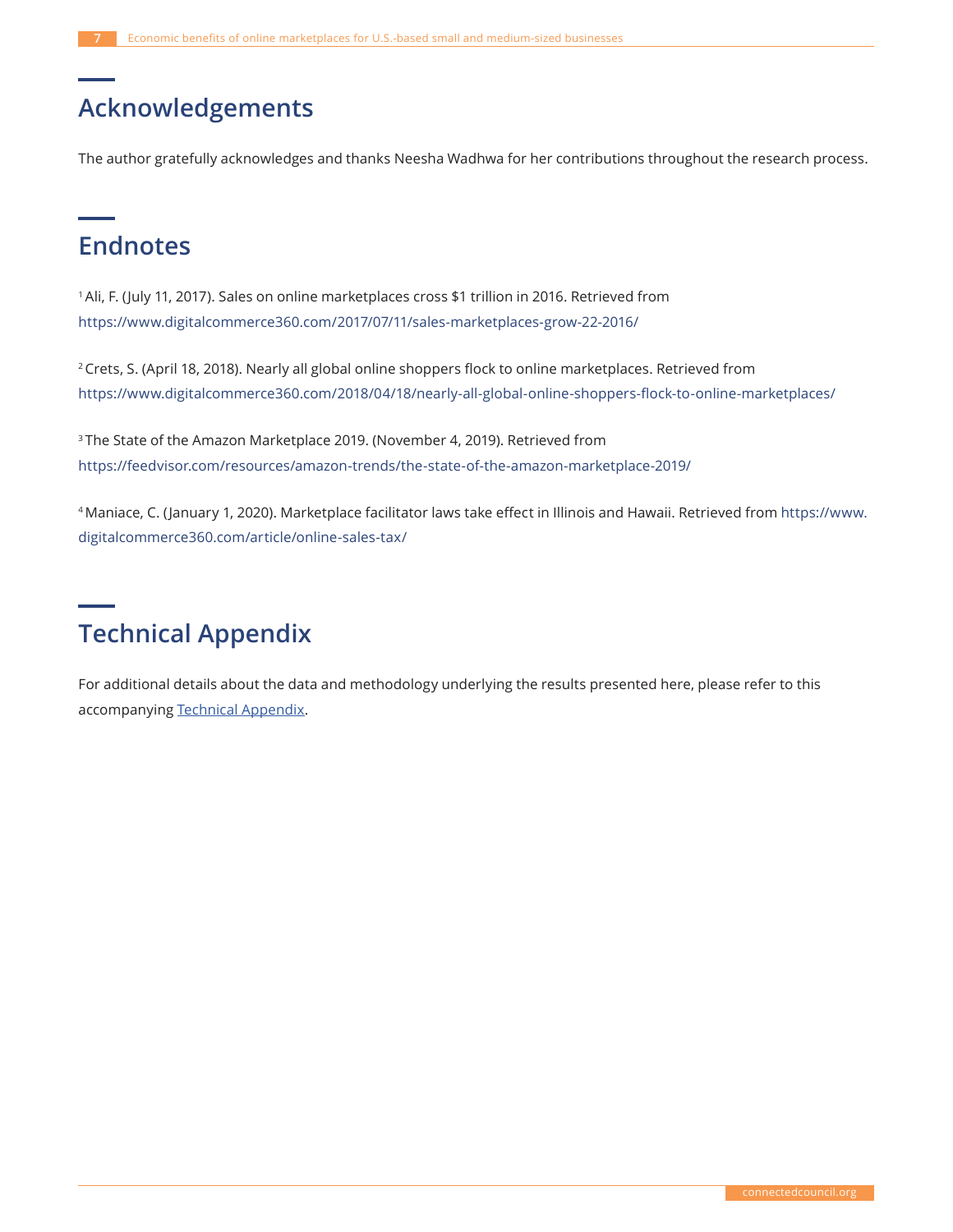## Acknowledgements

The author gratefully acknowledges and thanks Neesha Wadhwa for her contributions throughout the research process.

## Endnotes

[1] Ali, F. (July 11, 2017). Sales on online marketplaces cross $1 trillion in 2016. Retrieved from https://www.digitalcommerce360.com/2017/07/11/sales-marketplaces-grow-22-2016/

[2] Crets, S. (April 18, 2018). Nearly all global online shoppers flock to online marketplaces. Retrieved from https://www.digitalcommerce360.com/2018/04/18/nearly-all-global-online-shoppers-flock-to-online-marketplaces/

[3] The State of the Amazon Marketplace 2019. (November 4, 2019). Retrieved from https://feedvisor.com/resources/amazon-trends/the-state-of-the-amazon-marketplace-2019/

[4] Maniace, C. (January 1, 2020). Marketplace facilitator laws take effect in Illinois and Hawaii. Retrieved from https://www.digitalcommerce360.com/article/online-sales-tax/

## Technical Appendix

For additional details about the data and methodology underlying the results presented here, please refer to this accompanying Technical Appendix.